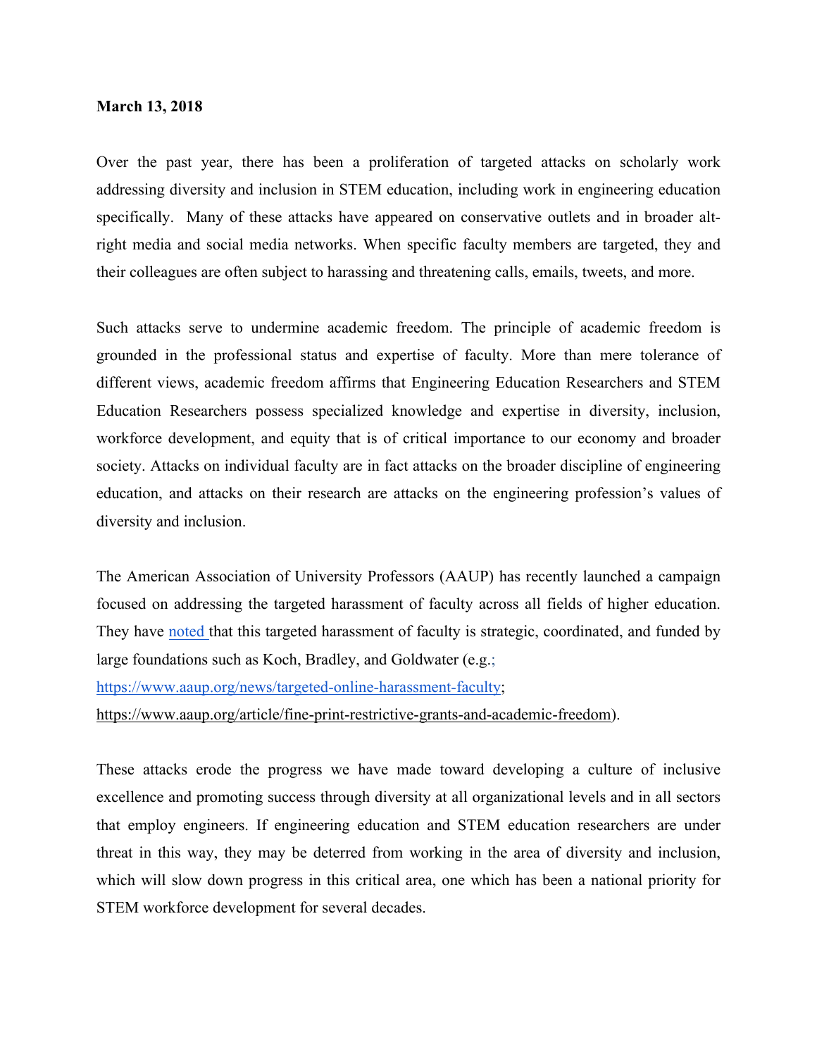**March 13, 2018**

Over the past year, there has been a proliferation of targeted attacks on scholarly work addressing diversity and inclusion in STEM education, including work in engineering education specifically. Many of these attacks have appeared on conservative outlets and in broader alt-right media and social media networks. When specific faculty members are targeted, they and their colleagues are often subject to harassing and threatening calls, emails, tweets, and more.

Such attacks serve to undermine academic freedom. The principle of academic freedom is grounded in the professional status and expertise of faculty. More than mere tolerance of different views, academic freedom affirms that Engineering Education Researchers and STEM Education Researchers possess specialized knowledge and expertise in diversity, inclusion, workforce development, and equity that is of critical importance to our economy and broader society. Attacks on individual faculty are in fact attacks on the broader discipline of engineering education, and attacks on their research are attacks on the engineering profession's values of diversity and inclusion.

The American Association of University Professors (AAUP) has recently launched a campaign focused on addressing the targeted harassment of faculty across all fields of higher education. They have noted that this targeted harassment of faculty is strategic, coordinated, and funded by large foundations such as Koch, Bradley, and Goldwater (e.g.; https://www.aaup.org/news/targeted-online-harassment-faculty; https://www.aaup.org/article/fine-print-restrictive-grants-and-academic-freedom).

These attacks erode the progress we have made toward developing a culture of inclusive excellence and promoting success through diversity at all organizational levels and in all sectors that employ engineers. If engineering education and STEM education researchers are under threat in this way, they may be deterred from working in the area of diversity and inclusion, which will slow down progress in this critical area, one which has been a national priority for STEM workforce development for several decades.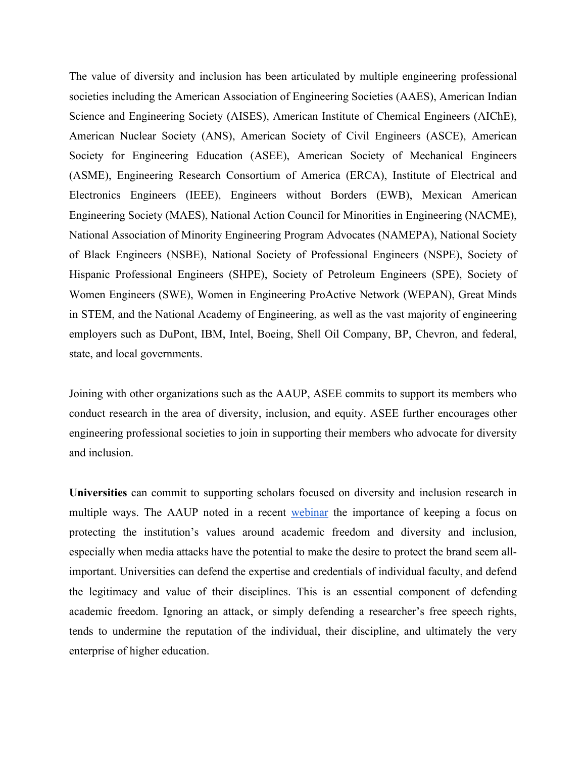The value of diversity and inclusion has been articulated by multiple engineering professional societies including the American Association of Engineering Societies (AAES), American Indian Science and Engineering Society (AISES), American Institute of Chemical Engineers (AIChE), American Nuclear Society (ANS), American Society of Civil Engineers (ASCE), American Society for Engineering Education (ASEE), American Society of Mechanical Engineers (ASME), Engineering Research Consortium of America (ERCA), Institute of Electrical and Electronics Engineers (IEEE), Engineers without Borders (EWB), Mexican American Engineering Society (MAES), National Action Council for Minorities in Engineering (NACME), National Association of Minority Engineering Program Advocates (NAMEPA), National Society of Black Engineers (NSBE), National Society of Professional Engineers (NSPE), Society of Hispanic Professional Engineers (SHPE), Society of Petroleum Engineers (SPE), Society of Women Engineers (SWE), Women in Engineering ProActive Network (WEPAN), Great Minds in STEM, and the National Academy of Engineering, as well as the vast majority of engineering employers such as DuPont, IBM, Intel, Boeing, Shell Oil Company, BP, Chevron, and federal, state, and local governments.

Joining with other organizations such as the AAUP, ASEE commits to support its members who conduct research in the area of diversity, inclusion, and equity. ASEE further encourages other engineering professional societies to join in supporting their members who advocate for diversity and inclusion.

**Universities** can commit to supporting scholars focused on diversity and inclusion research in multiple ways. The AAUP noted in a recent webinar the importance of keeping a focus on protecting the institution's values around academic freedom and diversity and inclusion, especially when media attacks have the potential to make the desire to protect the brand seem all-important. Universities can defend the expertise and credentials of individual faculty, and defend the legitimacy and value of their disciplines. This is an essential component of defending academic freedom. Ignoring an attack, or simply defending a researcher's free speech rights, tends to undermine the reputation of the individual, their discipline, and ultimately the very enterprise of higher education.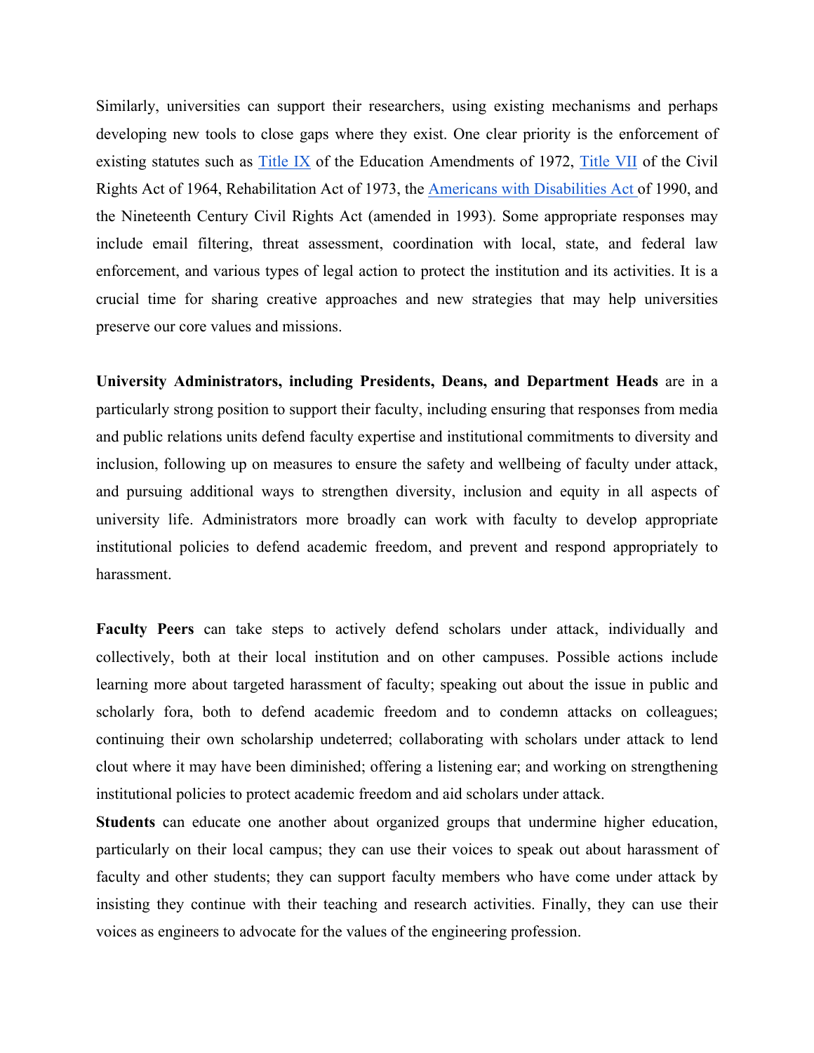Similarly, universities can support their researchers, using existing mechanisms and perhaps developing new tools to close gaps where they exist. One clear priority is the enforcement of existing statutes such as Title IX of the Education Amendments of 1972, Title VII of the Civil Rights Act of 1964, Rehabilitation Act of 1973, the Americans with Disabilities Act of 1990, and the Nineteenth Century Civil Rights Act (amended in 1993). Some appropriate responses may include email filtering, threat assessment, coordination with local, state, and federal law enforcement, and various types of legal action to protect the institution and its activities. It is a crucial time for sharing creative approaches and new strategies that may help universities preserve our core values and missions.

**University Administrators, including Presidents, Deans, and Department Heads** are in a particularly strong position to support their faculty, including ensuring that responses from media and public relations units defend faculty expertise and institutional commitments to diversity and inclusion, following up on measures to ensure the safety and wellbeing of faculty under attack, and pursuing additional ways to strengthen diversity, inclusion and equity in all aspects of university life. Administrators more broadly can work with faculty to develop appropriate institutional policies to defend academic freedom, and prevent and respond appropriately to harassment.

**Faculty Peers** can take steps to actively defend scholars under attack, individually and collectively, both at their local institution and on other campuses. Possible actions include learning more about targeted harassment of faculty; speaking out about the issue in public and scholarly fora, both to defend academic freedom and to condemn attacks on colleagues; continuing their own scholarship undeterred; collaborating with scholars under attack to lend clout where it may have been diminished; offering a listening ear; and working on strengthening institutional policies to protect academic freedom and aid scholars under attack.

**Students** can educate one another about organized groups that undermine higher education, particularly on their local campus; they can use their voices to speak out about harassment of faculty and other students; they can support faculty members who have come under attack by insisting they continue with their teaching and research activities. Finally, they can use their voices as engineers to advocate for the values of the engineering profession.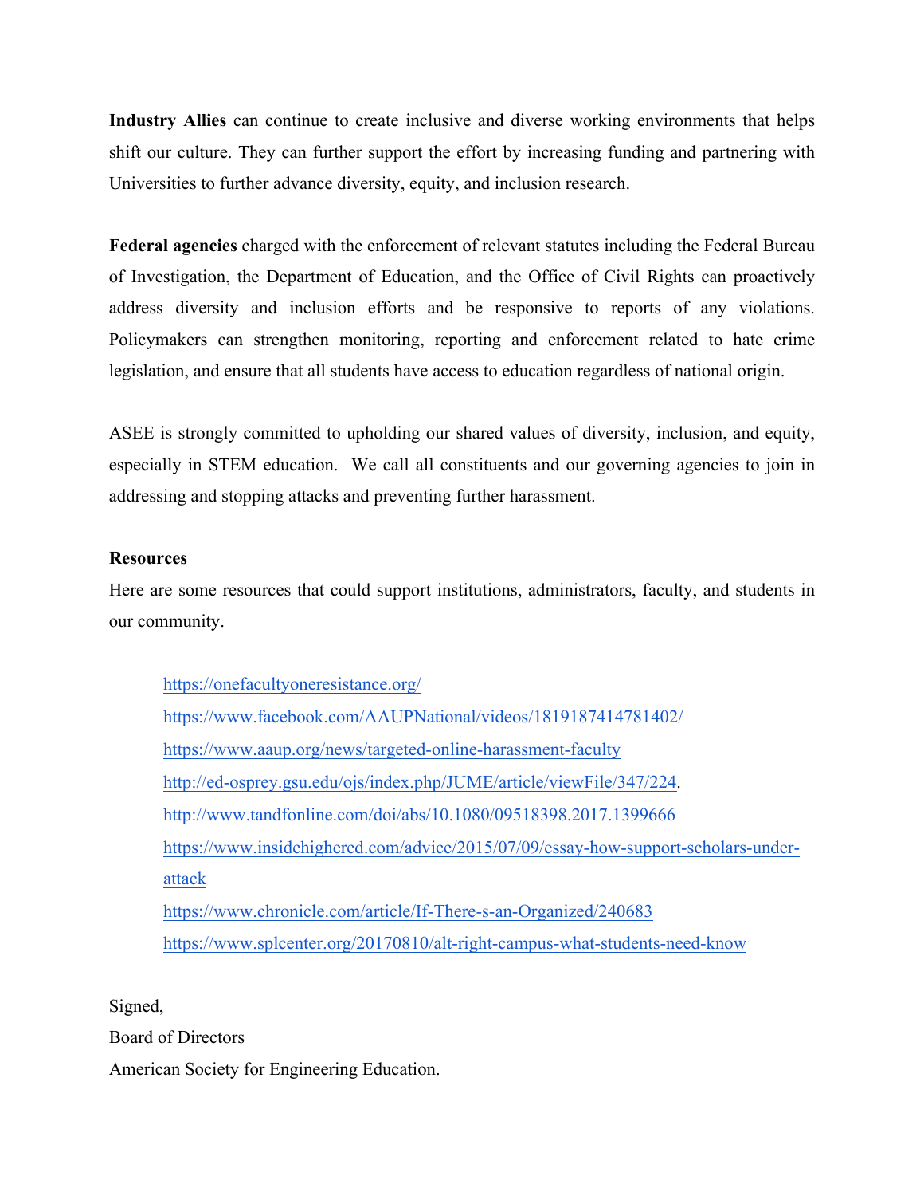**Industry Allies** can continue to create inclusive and diverse working environments that helps shift our culture. They can further support the effort by increasing funding and partnering with Universities to further advance diversity, equity, and inclusion research.

**Federal agencies** charged with the enforcement of relevant statutes including the Federal Bureau of Investigation, the Department of Education, and the Office of Civil Rights can proactively address diversity and inclusion efforts and be responsive to reports of any violations. Policymakers can strengthen monitoring, reporting and enforcement related to hate crime legislation, and ensure that all students have access to education regardless of national origin.

ASEE is strongly committed to upholding our shared values of diversity, inclusion, and equity, especially in STEM education. We call all constituents and our governing agencies to join in addressing and stopping attacks and preventing further harassment.

**Resources**

Here are some resources that could support institutions, administrators, faculty, and students in our community.

- https://onefacultyoneresistance.org/
- https://www.facebook.com/AAUPNational/videos/1819187414781402/
- https://www.aaup.org/news/targeted-online-harassment-faculty
- http://ed-osprey.gsu.edu/ojs/index.php/JUME/article/viewFile/347/224.
- http://www.tandfonline.com/doi/abs/10.1080/09518398.2017.1399666
- https://www.insidehighered.com/advice/2015/07/09/essay-how-support-scholars-under-attack
- https://www.chronicle.com/article/If-There-s-an-Organized/240683
- https://www.splcenter.org/20170810/alt-right-campus-what-students-need-know

Signed,

Board of Directors

American Society for Engineering Education.